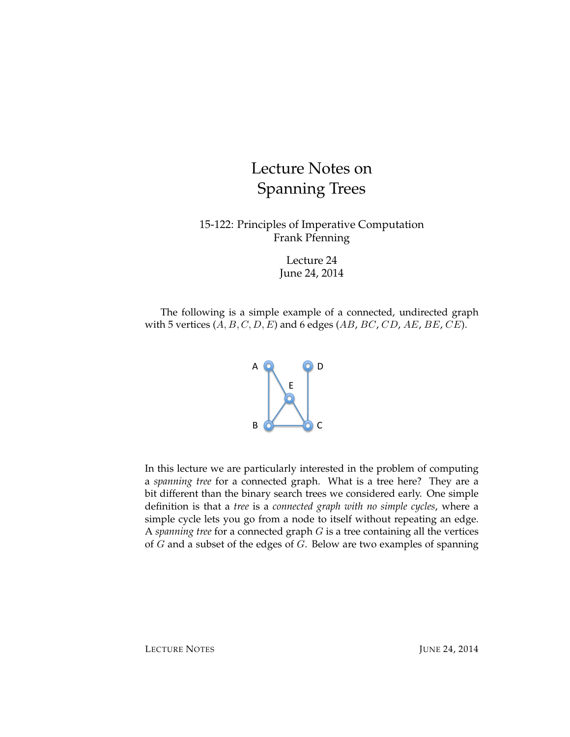# Lecture Notes on Spanning Trees

15-122: Principles of Imperative Computation
Frank Pfenning

Lecture 24
June 24, 2014

The following is a simple example of a connected, undirected graph with 5 vertices ($A, B, C, D, E$) and 6 edges ($AB$, $BC$, $CD$, $AE$, $BE$, $CE$).

In this lecture we are particularly interested in the problem of computing a *spanning tree* for a connected graph. What is a tree here? They are a bit different than the binary search trees we considered early. One simple definition is that a *tree* is a *connected graph with no simple cycles*, where a simple cycle lets you go from a node to itself without repeating an edge. A *spanning tree* for a connected graph $G$ is a tree containing all the vertices of $G$ and a subset of the edges of $G$. Below are two examples of spanning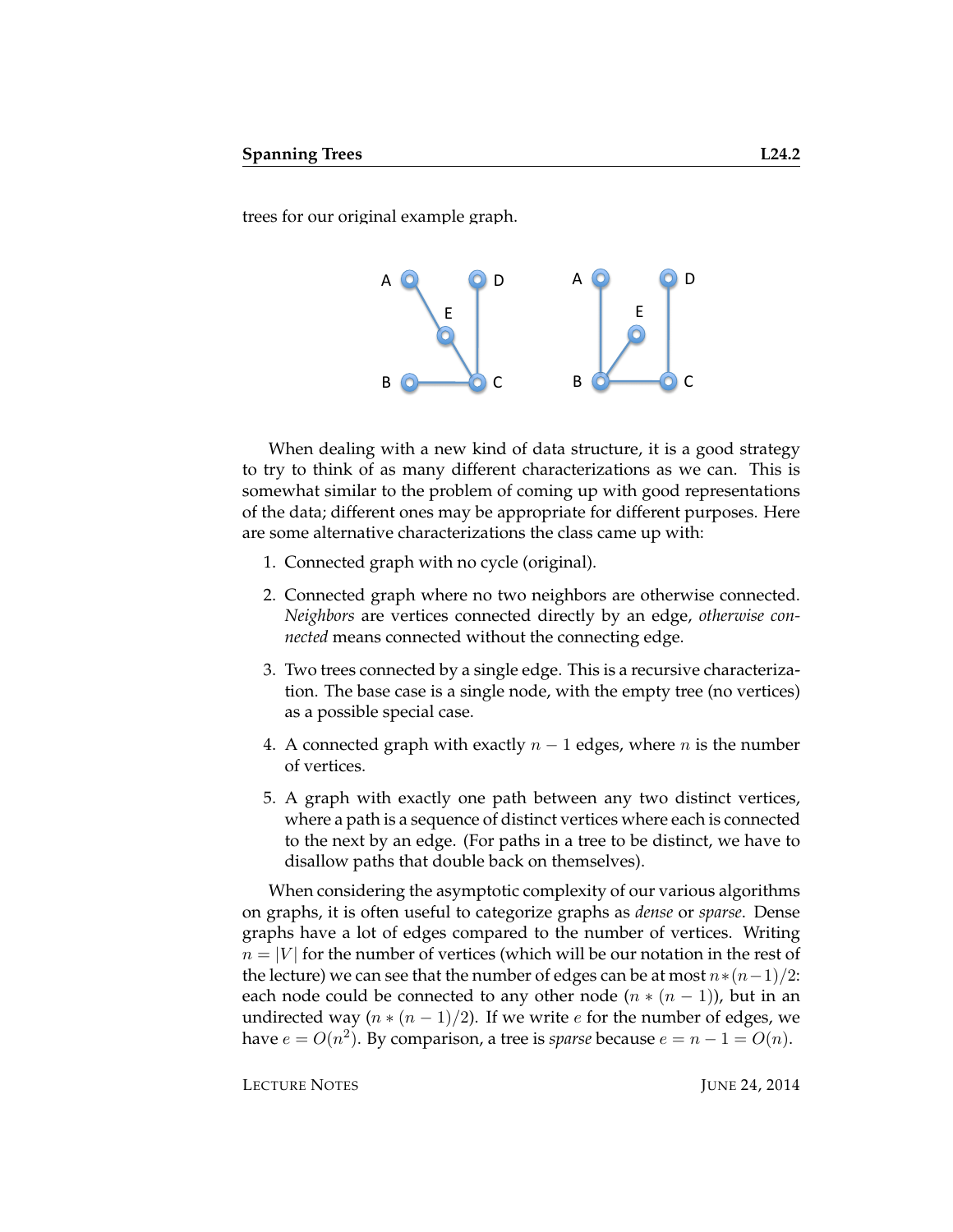trees for our original example graph.

When dealing with a new kind of data structure, it is a good strategy to try to think of as many different characterizations as we can. This is somewhat similar to the problem of coming up with good representations of the data; different ones may be appropriate for different purposes. Here are some alternative characterizations the class came up with:

1. Connected graph with no cycle (original).
2. Connected graph where no two neighbors are otherwise connected. *Neighbors* are vertices connected directly by an edge, *otherwise connected* means connected without the connecting edge.
3. Two trees connected by a single edge. This is a recursive characterization. The base case is a single node, with the empty tree (no vertices) as a possible special case.
4. A connected graph with exactly $n - 1$ edges, where $n$ is the number of vertices.
5. A graph with exactly one path between any two distinct vertices, where a path is a sequence of distinct vertices where each is connected to the next by an edge. (For paths in a tree to be distinct, we have to disallow paths that double back on themselves).

When considering the asymptotic complexity of our various algorithms on graphs, it is often useful to categorize graphs as *dense* or *sparse*. Dense graphs have a lot of edges compared to the number of vertices. Writing $n = |V|$ for the number of vertices (which will be our notation in the rest of the lecture) we can see that the number of edges can be at most $n*(n-1)/2$: each node could be connected to any other node ($n * (n - 1)$), but in an undirected way ($n * (n - 1)/2$). If we write $e$ for the number of edges, we have $e = O(n^2)$. By comparison, a tree is *sparse* because $e = n - 1 = O(n)$.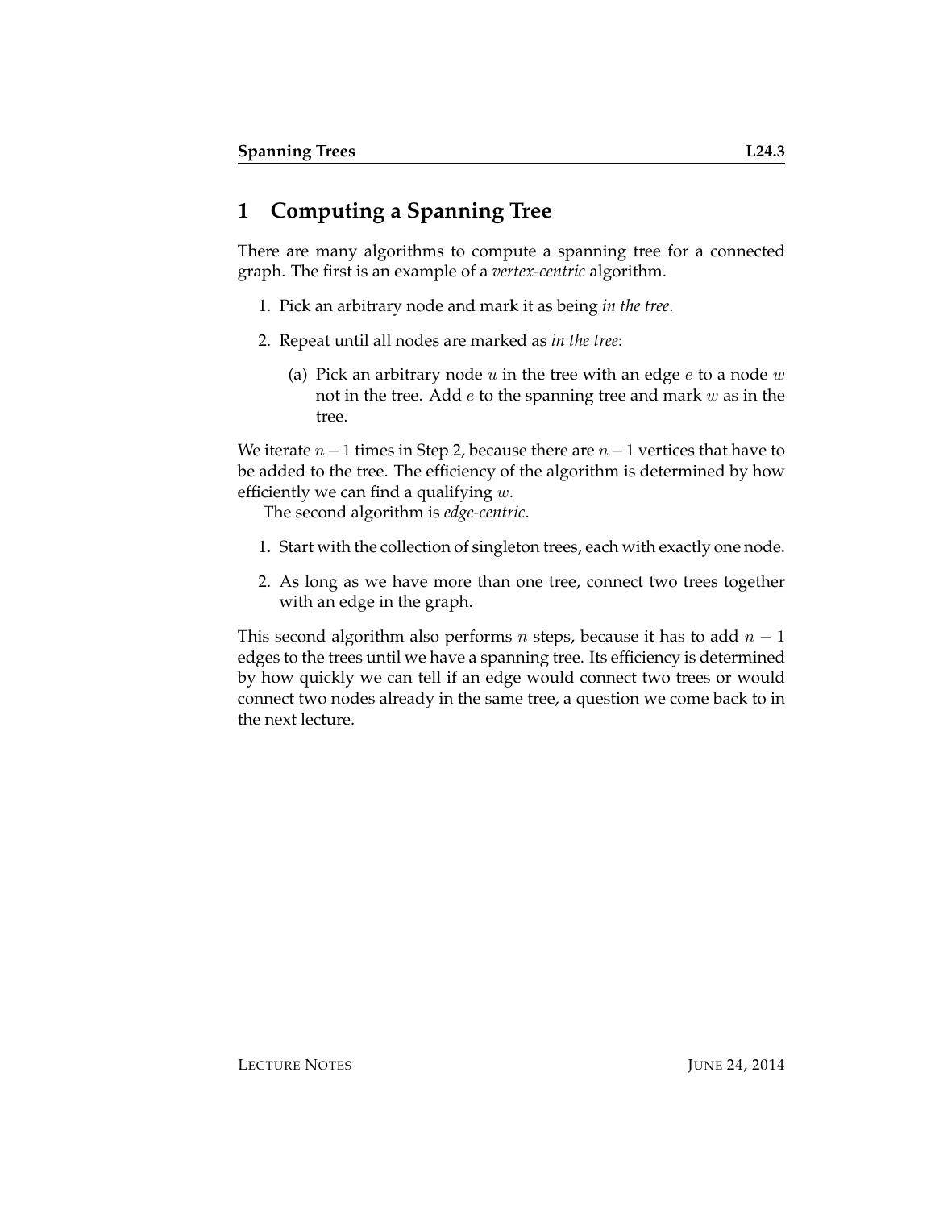# 1 Computing a Spanning Tree

There are many algorithms to compute a spanning tree for a connected graph. The first is an example of a *vertex-centric* algorithm.

1. Pick an arbitrary node and mark it as being *in the tree*.
2. Repeat until all nodes are marked as *in the tree*:
   (a) Pick an arbitrary node $u$ in the tree with an edge $e$ to a node $w$ not in the tree. Add $e$ to the spanning tree and mark $w$ as in the tree.

We iterate $n-1$ times in Step 2, because there are $n-1$ vertices that have to be added to the tree. The efficiency of the algorithm is determined by how efficiently we can find a qualifying $w$.

The second algorithm is *edge-centric*.

1. Start with the collection of singleton trees, each with exactly one node.
2. As long as we have more than one tree, connect two trees together with an edge in the graph.

This second algorithm also performs $n$ steps, because it has to add $n-1$ edges to the trees until we have a spanning tree. Its efficiency is determined by how quickly we can tell if an edge would connect two trees or would connect two nodes already in the same tree, a question we come back to in the next lecture.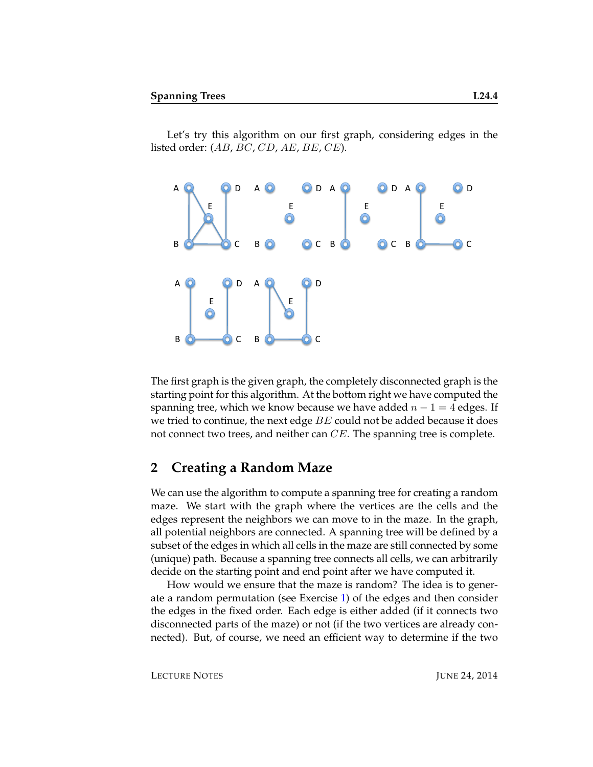Let's try this algorithm on our first graph, considering edges in the listed order: ($AB$, $BC$, $CD$, $AE$, $BE$, $CE$).

The first graph is the given graph, the completely disconnected graph is the starting point for this algorithm. At the bottom right we have computed the spanning tree, which we know because we have added $n - 1 = 4$ edges. If we tried to continue, the next edge $BE$ could not be added because it does not connect two trees, and neither can $CE$. The spanning tree is complete.

## 2 Creating a Random Maze

We can use the algorithm to compute a spanning tree for creating a random maze. We start with the graph where the vertices are the cells and the edges represent the neighbors we can move to in the maze. In the graph, all potential neighbors are connected. A spanning tree will be defined by a subset of the edges in which all cells in the maze are still connected by some (unique) path. Because a spanning tree connects all cells, we can arbitrarily decide on the starting point and end point after we have computed it.

How would we ensure that the maze is random? The idea is to generate a random permutation (see Exercise 1) of the edges and then consider the edges in the fixed order. Each edge is either added (if it connects two disconnected parts of the maze) or not (if the two vertices are already connected). But, of course, we need an efficient way to determine if the two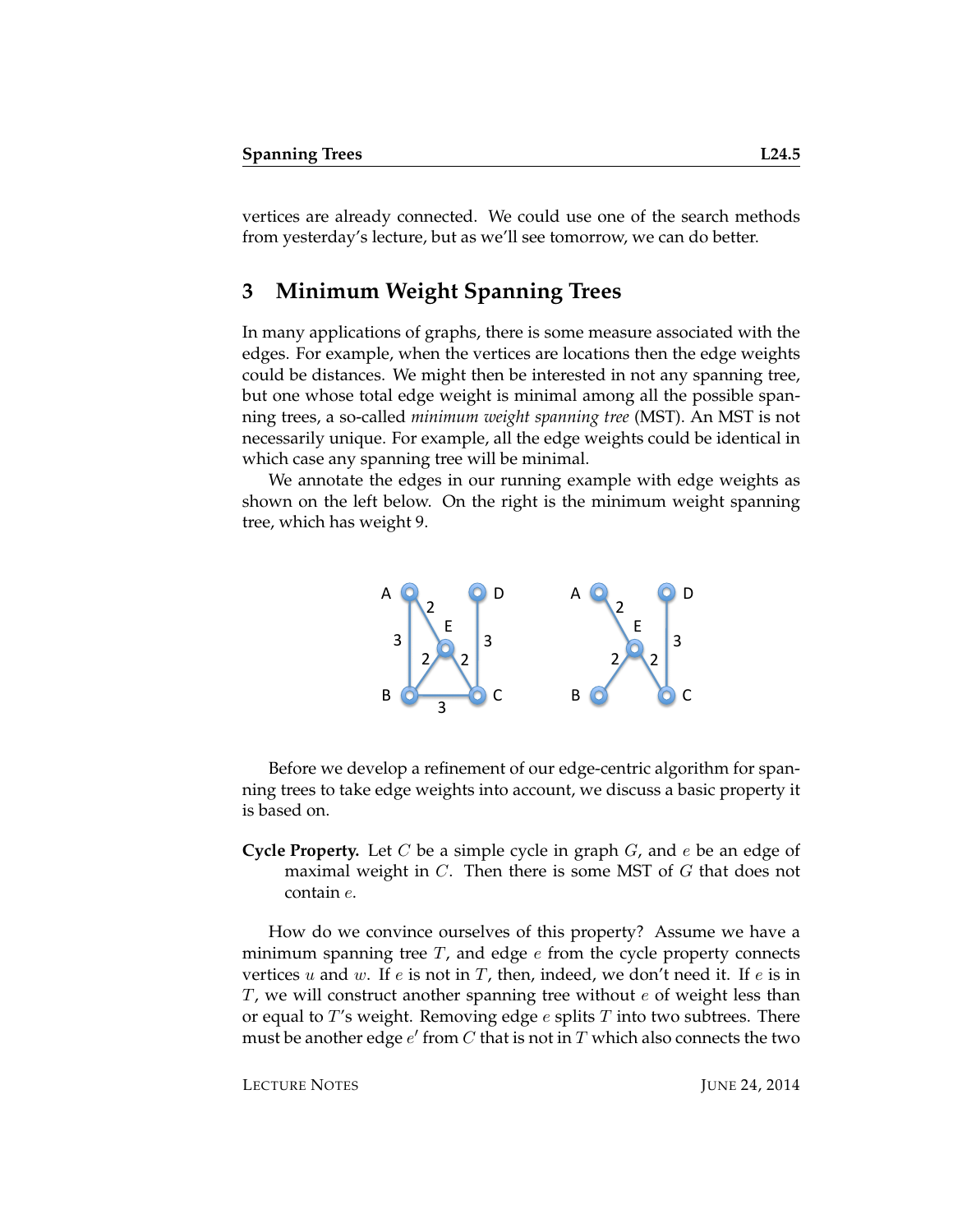vertices are already connected. We could use one of the search methods from yesterday's lecture, but as we'll see tomorrow, we can do better.

## 3 Minimum Weight Spanning Trees

In many applications of graphs, there is some measure associated with the edges. For example, when the vertices are locations then the edge weights could be distances. We might then be interested in not any spanning tree, but one whose total edge weight is minimal among all the possible spanning trees, a so-called *minimum weight spanning tree* (MST). An MST is not necessarily unique. For example, all the edge weights could be identical in which case any spanning tree will be minimal.

We annotate the edges in our running example with edge weights as shown on the left below. On the right is the minimum weight spanning tree, which has weight 9.

Before we develop a refinement of our edge-centric algorithm for spanning trees to take edge weights into account, we discuss a basic property it is based on.

**Cycle Property.** Let $C$ be a simple cycle in graph $G$, and $e$ be an edge of maximal weight in $C$. Then there is some MST of $G$ that does not contain $e$.

How do we convince ourselves of this property? Assume we have a minimum spanning tree $T$, and edge $e$ from the cycle property connects vertices $u$ and $w$. If $e$ is not in $T$, then, indeed, we don't need it. If $e$ is in $T$, we will construct another spanning tree without $e$ of weight less than or equal to $T$'s weight. Removing edge $e$ splits $T$ into two subtrees. There must be another edge $e'$ from $C$ that is not in $T$ which also connects the two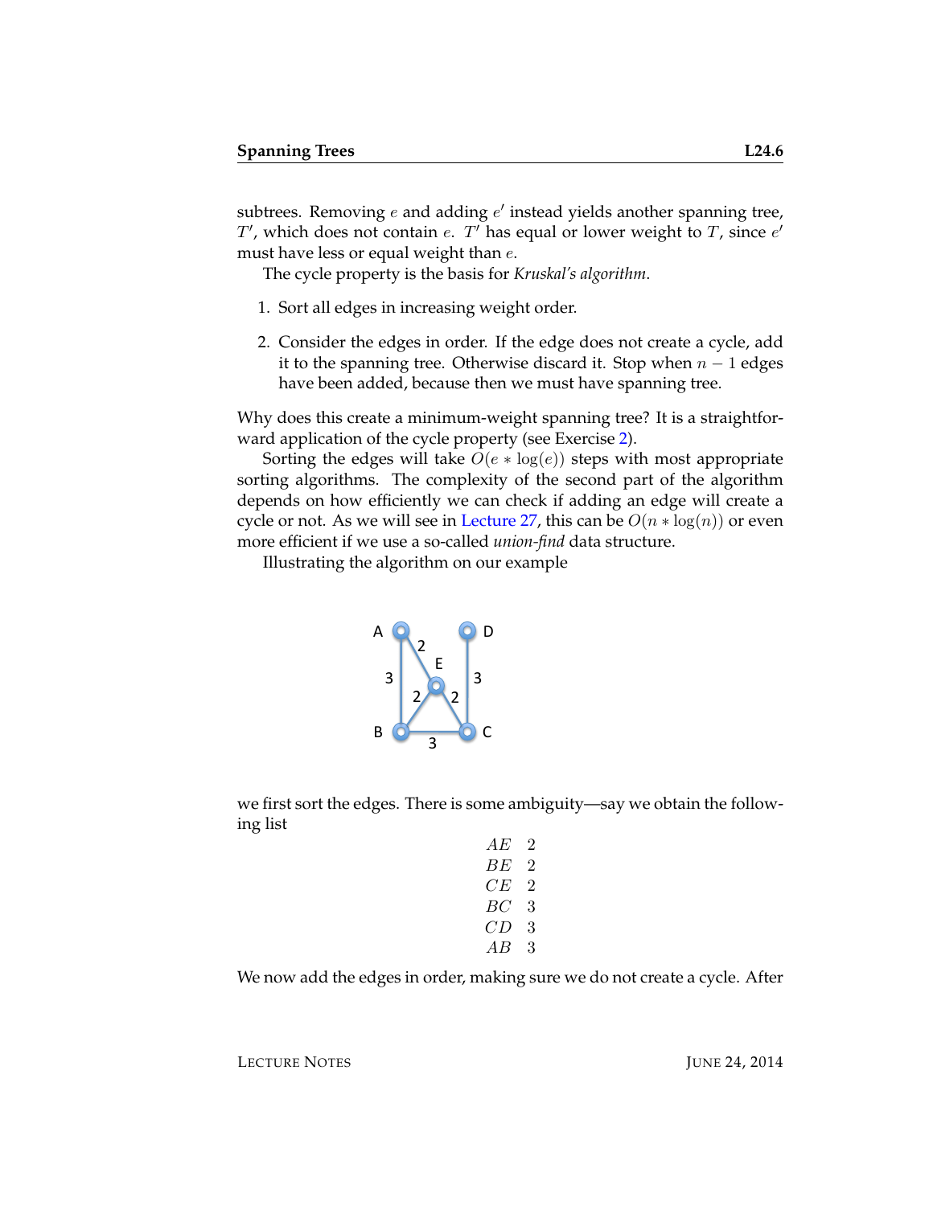subtrees. Removing $e$ and adding $e'$ instead yields another spanning tree, $T'$, which does not contain $e$. $T'$ has equal or lower weight to $T$, since $e'$ must have less or equal weight than $e$.

The cycle property is the basis for *Kruskal's algorithm*.

1. Sort all edges in increasing weight order.

2. Consider the edges in order. If the edge does not create a cycle, add it to the spanning tree. Otherwise discard it. Stop when $n-1$ edges have been added, because then we must have spanning tree.

Why does this create a minimum-weight spanning tree? It is a straightforward application of the cycle property (see Exercise 2).

Sorting the edges will take $O(e * \log(e))$ steps with most appropriate sorting algorithms. The complexity of the second part of the algorithm depends on how efficiently we can check if adding an edge will create a cycle or not. As we will see in Lecture 27, this can be $O(n * \log(n))$ or even more efficient if we use a so-called *union-find* data structure.

Illustrating the algorithm on our example

we first sort the edges. There is some ambiguity—say we obtain the following list

$$
\begin{array}{cc}
AE & 2 \\
BE & 2 \\
CE & 2 \\
BC & 3 \\
CD & 3 \\
AB & 3
\end{array}
$$

We now add the edges in order, making sure we do not create a cycle. After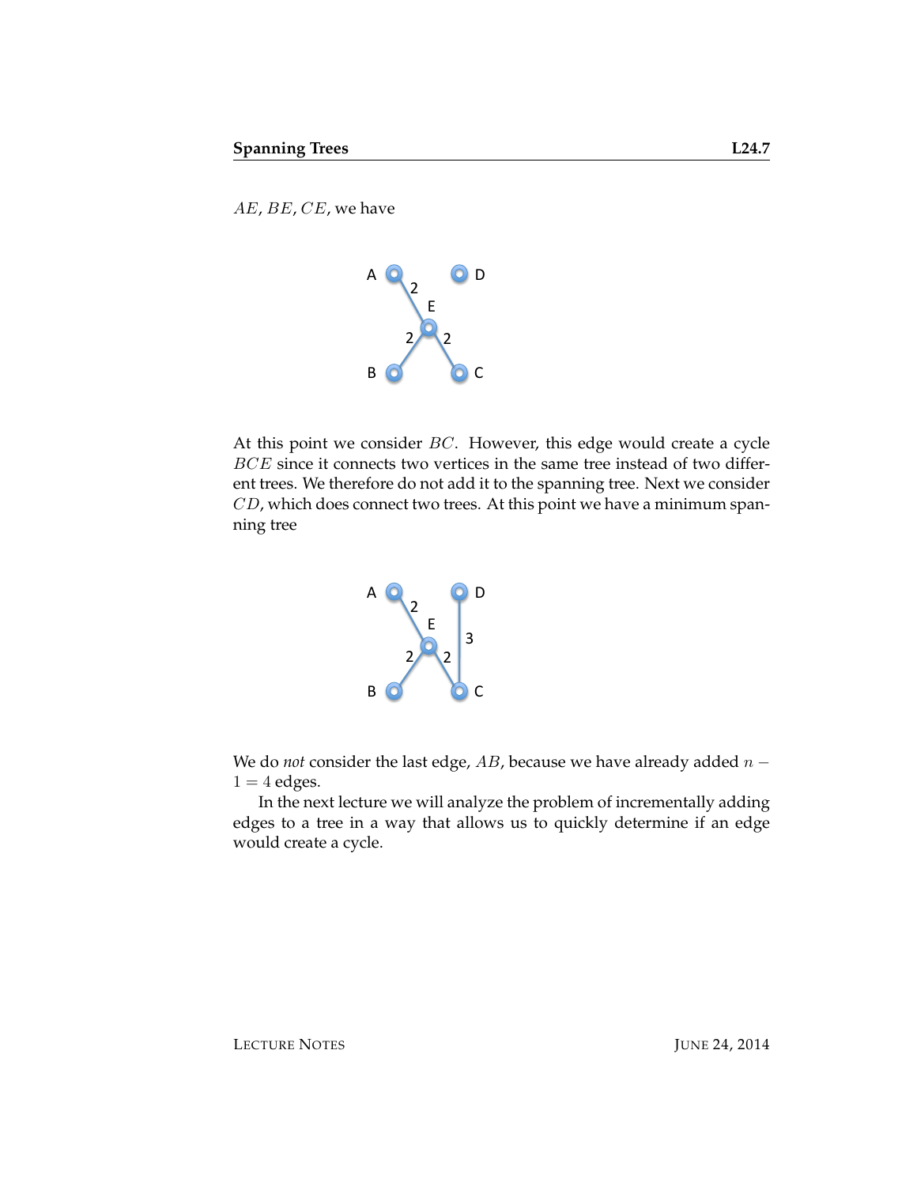$AE$, $BE$, $CE$, we have

At this point we consider $BC$. However, this edge would create a cycle $BCE$ since it connects two vertices in the same tree instead of two different trees. We therefore do not add it to the spanning tree. Next we consider $CD$, which does connect two trees. At this point we have a minimum spanning tree

We do *not* consider the last edge, $AB$, because we have already added $n - 1 = 4$ edges.

In the next lecture we will analyze the problem of incrementally adding edges to a tree in a way that allows us to quickly determine if an edge would create a cycle.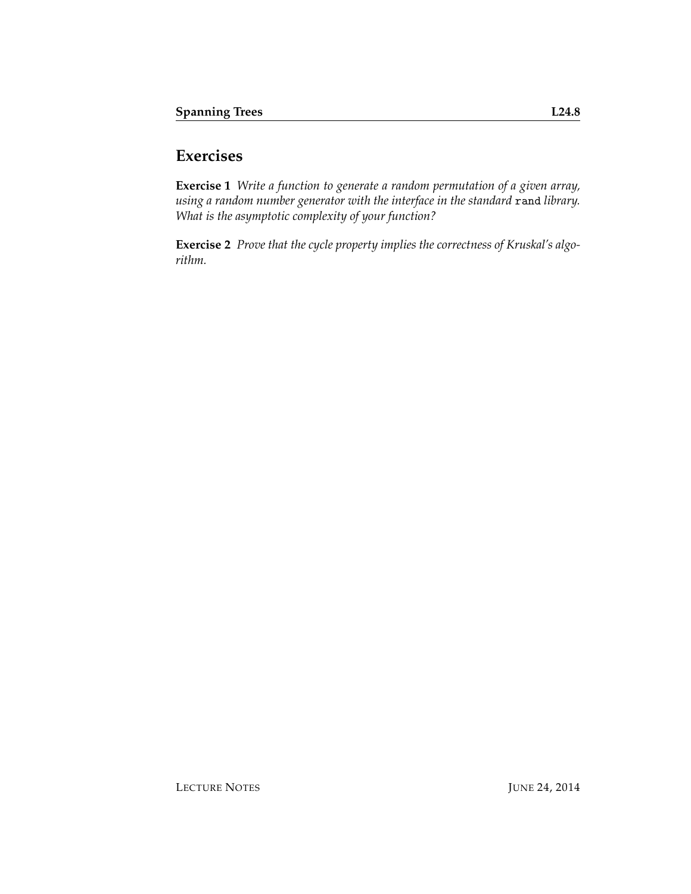## Exercises

**Exercise 1** *Write a function to generate a random permutation of a given array, using a random number generator with the interface in the standard* `rand` *library. What is the asymptotic complexity of your function?*

**Exercise 2** *Prove that the cycle property implies the correctness of Kruskal's algorithm.*